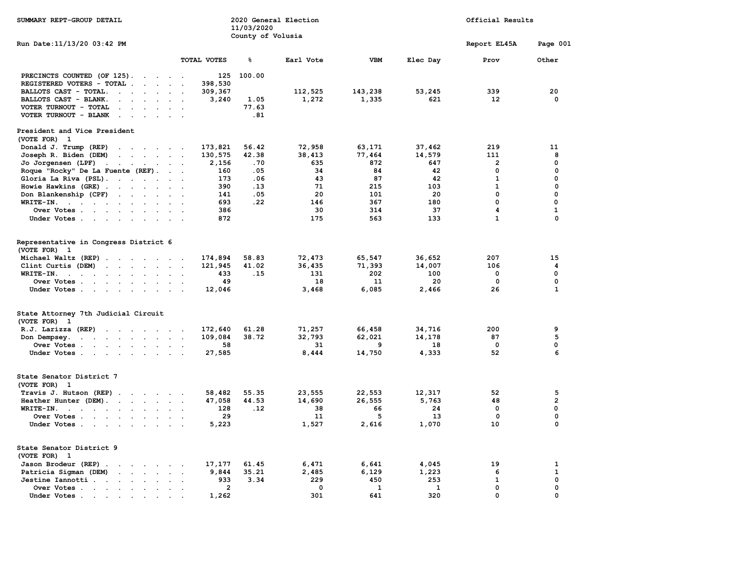SUMMARY REPT-GROUP DETAIL

2020 General Election
11/03/2020
County of Volusia

Official Results

Run Date:11/13/20 03:42 PM

Report EL45A

| | TOTAL VOTES | % | Earl Vote | VBM | Elec Day | Prov | Other |
|---|---|---|---|---|---|---|---|
| PRECINCTS COUNTED (OF 125) | 125 | 100.00 | | | | | |
| REGISTERED VOTERS - TOTAL | 398,530 | | | | | | |
| BALLOTS CAST - TOTAL | 309,367 | | 112,525 | 143,238 | 53,245 | 339 | 20 |
| BALLOTS CAST - BLANK | 3,240 | 1.05 | 1,272 | 1,335 | 621 | 12 | 0 |
| VOTER TURNOUT - TOTAL | | 77.63 | | | | | |
| VOTER TURNOUT - BLANK | | .81 | | | | | |

**President and Vice President**
(VOTE FOR) 1

| | TOTAL VOTES | % | Earl Vote | VBM | Elec Day | Prov | Other |
|---|---|---|---|---|---|---|---|
| Donald J. Trump (REP) | 173,821 | 56.42 | 72,958 | 63,171 | 37,462 | 219 | 11 |
| Joseph R. Biden (DEM) | 130,575 | 42.38 | 38,413 | 77,464 | 14,579 | 111 | 8 |
| Jo Jorgensen (LPF) | 2,156 | .70 | 635 | 872 | 647 | 2 | 0 |
| Roque "Rocky" De La Fuente (REF) | 160 | .05 | 34 | 84 | 42 | 0 | 0 |
| Gloria La Riva (PSL) | 173 | .06 | 43 | 87 | 42 | 1 | 0 |
| Howie Hawkins (GRE) | 390 | .13 | 71 | 215 | 103 | 1 | 0 |
| Don Blankenship (CPF) | 141 | .05 | 20 | 101 | 20 | 0 | 0 |
| WRITE-IN. | 693 | .22 | 146 | 367 | 180 | 0 | 0 |
| Over Votes | 386 | | 30 | 314 | 37 | 4 | 1 |
| Under Votes | 872 | | 175 | 563 | 133 | 1 | 0 |

**Representative in Congress District 6**
(VOTE FOR) 1

| | TOTAL VOTES | % | Earl Vote | VBM | Elec Day | Prov | Other |
|---|---|---|---|---|---|---|---|
| Michael Waltz (REP) | 174,894 | 58.83 | 72,473 | 65,547 | 36,652 | 207 | 15 |
| Clint Curtis (DEM) | 121,945 | 41.02 | 36,435 | 71,393 | 14,007 | 106 | 4 |
| WRITE-IN. | 433 | .15 | 131 | 202 | 100 | 0 | 0 |
| Over Votes | 49 | | 18 | 11 | 20 | 0 | 0 |
| Under Votes | 12,046 | | 3,468 | 6,085 | 2,466 | 26 | 1 |

**State Attorney 7th Judicial Circuit**
(VOTE FOR) 1

| | TOTAL VOTES | % | Earl Vote | VBM | Elec Day | Prov | Other |
|---|---|---|---|---|---|---|---|
| R.J. Larizza (REP) | 172,640 | 61.28 | 71,257 | 66,458 | 34,716 | 200 | 9 |
| Don Dempsey. | 109,084 | 38.72 | 32,793 | 62,021 | 14,178 | 87 | 5 |
| Over Votes | 58 | | 31 | 9 | 18 | 0 | 0 |
| Under Votes | 27,585 | | 8,444 | 14,750 | 4,333 | 52 | 6 |

**State Senator District 7**
(VOTE FOR) 1

| | TOTAL VOTES | % | Earl Vote | VBM | Elec Day | Prov | Other |
|---|---|---|---|---|---|---|---|
| Travis J. Hutson (REP) | 58,482 | 55.35 | 23,555 | 22,553 | 12,317 | 52 | 5 |
| Heather Hunter (DEM) | 47,058 | 44.53 | 14,690 | 26,555 | 5,763 | 48 | 2 |
| WRITE-IN. | 128 | .12 | 38 | 66 | 24 | 0 | 0 |
| Over Votes | 29 | | 11 | 5 | 13 | 0 | 0 |
| Under Votes | 5,223 | | 1,527 | 2,616 | 1,070 | 10 | 0 |

**State Senator District 9**
(VOTE FOR) 1

| | TOTAL VOTES | % | Earl Vote | VBM | Elec Day | Prov | Other |
|---|---|---|---|---|---|---|---|
| Jason Brodeur (REP) | 17,177 | 61.45 | 6,471 | 6,641 | 4,045 | 19 | 1 |
| Patricia Sigman (DEM) | 9,844 | 35.21 | 2,485 | 6,129 | 1,223 | 6 | 1 |
| Jestine Iannotti | 933 | 3.34 | 229 | 450 | 253 | 1 | 0 |
| Over Votes | 2 | | 0 | 1 | 1 | 0 | 0 |
| Under Votes | 1,262 | | 301 | 641 | 320 | 0 | 0 |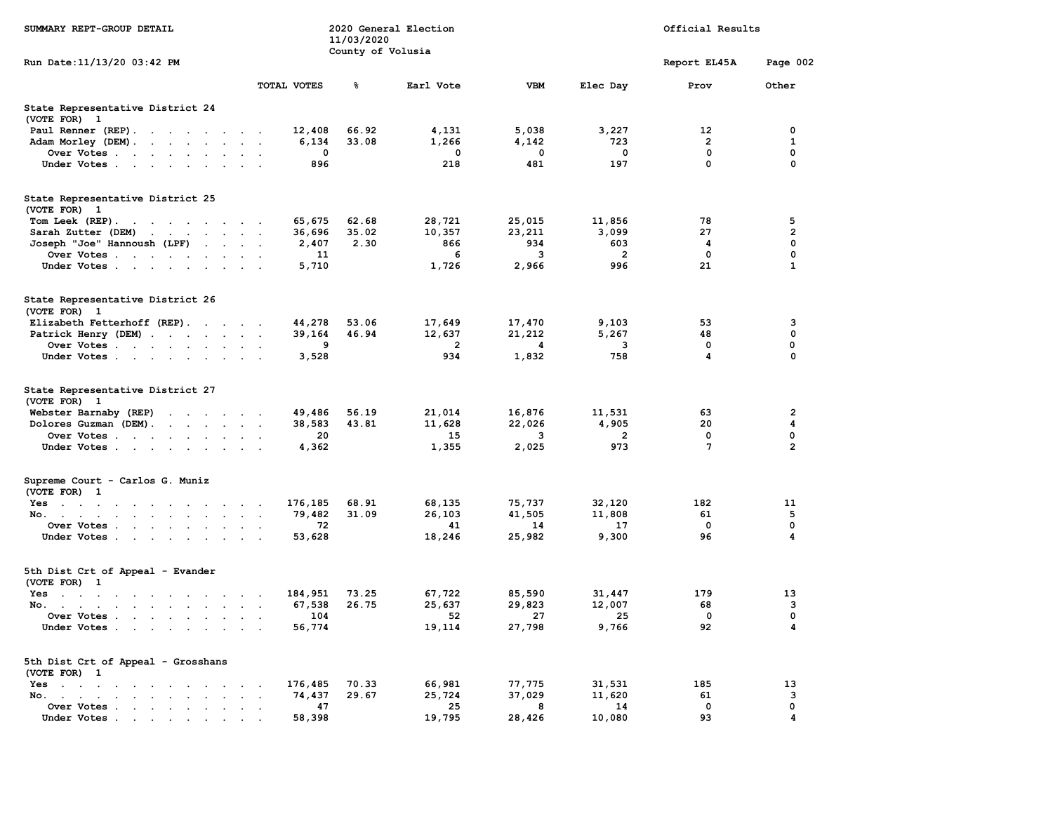SUMMARY REPT-GROUP DETAIL — 2020 General Election — 11/03/2020 — County of Volusia — Official Results

Run Date:11/13/20 03:42 PM — Report EL45A

| | TOTAL VOTES | % | Earl Vote | VBM | Elec Day | Prov | Other |
|---|---|---|---|---|---|---|---|
| **State Representative District 24 (VOTE FOR) 1** | | | | | | | |
| Paul Renner (REP) | 12,408 | 66.92 | 4,131 | 5,038 | 3,227 | 12 | 0 |
| Adam Morley (DEM) | 6,134 | 33.08 | 1,266 | 4,142 | 723 | 2 | 1 |
| Over Votes | 0 | | 0 | 0 | 0 | 0 | 0 |
| Under Votes | 896 | | 218 | 481 | 197 | 0 | 0 |
| **State Representative District 25 (VOTE FOR) 1** | | | | | | | |
| Tom Leek (REP) | 65,675 | 62.68 | 28,721 | 25,015 | 11,856 | 78 | 5 |
| Sarah Zutter (DEM) | 36,696 | 35.02 | 10,357 | 23,211 | 3,099 | 27 | 2 |
| Joseph "Joe" Hannoush (LPF) | 2,407 | 2.30 | 866 | 934 | 603 | 4 | 0 |
| Over Votes | 11 | | 6 | 3 | 2 | 0 | 0 |
| Under Votes | 5,710 | | 1,726 | 2,966 | 996 | 21 | 1 |
| **State Representative District 26 (VOTE FOR) 1** | | | | | | | |
| Elizabeth Fetterhoff (REP) | 44,278 | 53.06 | 17,649 | 17,470 | 9,103 | 53 | 3 |
| Patrick Henry (DEM) | 39,164 | 46.94 | 12,637 | 21,212 | 5,267 | 48 | 0 |
| Over Votes | 9 | | 2 | 4 | 3 | 0 | 0 |
| Under Votes | 3,528 | | 934 | 1,832 | 758 | 4 | 0 |
| **State Representative District 27 (VOTE FOR) 1** | | | | | | | |
| Webster Barnaby (REP) | 49,486 | 56.19 | 21,014 | 16,876 | 11,531 | 63 | 2 |
| Dolores Guzman (DEM) | 38,583 | 43.81 | 11,628 | 22,026 | 4,905 | 20 | 4 |
| Over Votes | 20 | | 15 | 3 | 2 | 0 | 0 |
| Under Votes | 4,362 | | 1,355 | 2,025 | 973 | 7 | 2 |
| **Supreme Court - Carlos G. Muniz (VOTE FOR) 1** | | | | | | | |
| Yes | 176,185 | 68.91 | 68,135 | 75,737 | 32,120 | 182 | 11 |
| No | 79,482 | 31.09 | 26,103 | 41,505 | 11,808 | 61 | 5 |
| Over Votes | 72 | | 41 | 14 | 17 | 0 | 0 |
| Under Votes | 53,628 | | 18,246 | 25,982 | 9,300 | 96 | 4 |
| **5th Dist Crt of Appeal - Evander (VOTE FOR) 1** | | | | | | | |
| Yes | 184,951 | 73.25 | 67,722 | 85,590 | 31,447 | 179 | 13 |
| No | 67,538 | 26.75 | 25,637 | 29,823 | 12,007 | 68 | 3 |
| Over Votes | 104 | | 52 | 27 | 25 | 0 | 0 |
| Under Votes | 56,774 | | 19,114 | 27,798 | 9,766 | 92 | 4 |
| **5th Dist Crt of Appeal - Grosshans (VOTE FOR) 1** | | | | | | | |
| Yes | 176,485 | 70.33 | 66,981 | 77,775 | 31,531 | 185 | 13 |
| No | 74,437 | 29.67 | 25,724 | 37,029 | 11,620 | 61 | 3 |
| Over Votes | 47 | | 25 | 8 | 14 | 0 | 0 |
| Under Votes | 58,398 | | 19,795 | 28,426 | 10,080 | 93 | 4 |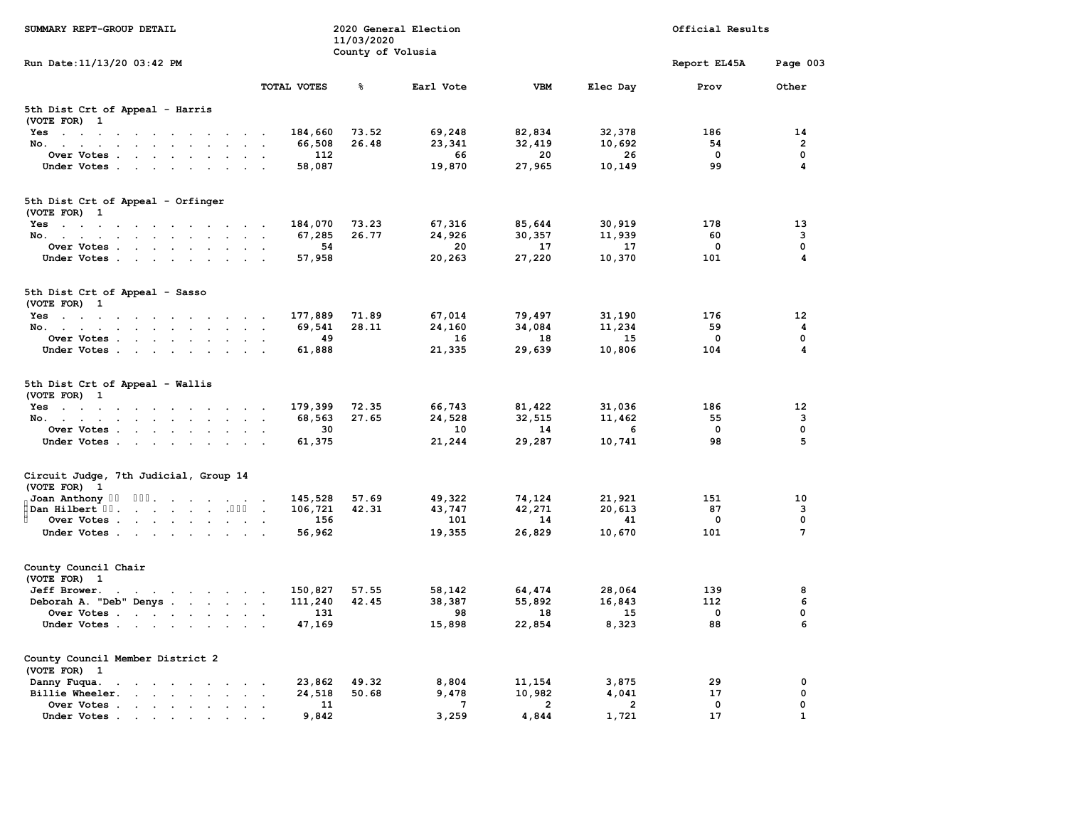SUMMARY REPT-GROUP DETAIL

2020 General Election
11/03/2020
County of Volusia

Official Results

Run Date:11/13/20 03:42 PM

Report EL45A

| | TOTAL VOTES | % | Earl Vote | VBM | Elec Day | Prov | Other |
|---|---|---|---|---|---|---|---|
| **5th Dist Crt of Appeal - Harris** | | | | | | | |
| (VOTE FOR) 1 | | | | | | | |
| Yes | 184,660 | 73.52 | 69,248 | 82,834 | 32,378 | 186 | 14 |
| No. | 66,508 | 26.48 | 23,341 | 32,419 | 10,692 | 54 | 2 |
| Over Votes | 112 | | 66 | 20 | 26 | 0 | 0 |
| Under Votes | 58,087 | | 19,870 | 27,965 | 10,149 | 99 | 4 |
| **5th Dist Crt of Appeal - Orfinger** | | | | | | | |
| (VOTE FOR) 1 | | | | | | | |
| Yes | 184,070 | 73.23 | 67,316 | 85,644 | 30,919 | 178 | 13 |
| No. | 67,285 | 26.77 | 24,926 | 30,357 | 11,939 | 60 | 3 |
| Over Votes | 54 | | 20 | 17 | 17 | 0 | 0 |
| Under Votes | 57,958 | | 20,263 | 27,220 | 10,370 | 101 | 4 |
| **5th Dist Crt of Appeal - Sasso** | | | | | | | |
| (VOTE FOR) 1 | | | | | | | |
| Yes | 177,889 | 71.89 | 67,014 | 79,497 | 31,190 | 176 | 12 |
| No. | 69,541 | 28.11 | 24,160 | 34,084 | 11,234 | 59 | 4 |
| Over Votes | 49 | | 16 | 18 | 15 | 0 | 0 |
| Under Votes | 61,888 | | 21,335 | 29,639 | 10,806 | 104 | 4 |
| **5th Dist Crt of Appeal - Wallis** | | | | | | | |
| (VOTE FOR) 1 | | | | | | | |
| Yes | 179,399 | 72.35 | 66,743 | 81,422 | 31,036 | 186 | 12 |
| No. | 68,563 | 27.65 | 24,528 | 32,515 | 11,462 | 55 | 3 |
| Over Votes | 30 | | 10 | 14 | 6 | 0 | 0 |
| Under Votes | 61,375 | | 21,244 | 29,287 | 10,741 | 98 | 5 |
| **Circuit Judge, 7th Judicial, Group 14** | | | | | | | |
| (VOTE FOR) 1 | | | | | | | |
| Joan Anthony | 145,528 | 57.69 | 49,322 | 74,124 | 21,921 | 151 | 10 |
| Dan Hilbert | 106,721 | 42.31 | 43,747 | 42,271 | 20,613 | 87 | 3 |
| Over Votes | 156 | | 101 | 14 | 41 | 0 | 0 |
| Under Votes | 56,962 | | 19,355 | 26,829 | 10,670 | 101 | 7 |
| **County Council Chair** | | | | | | | |
| (VOTE FOR) 1 | | | | | | | |
| Jeff Brower. | 150,827 | 57.55 | 58,142 | 64,474 | 28,064 | 139 | 8 |
| Deborah A. "Deb" Denys | 111,240 | 42.45 | 38,387 | 55,892 | 16,843 | 112 | 6 |
| Over Votes | 131 | | 98 | 18 | 15 | 0 | 0 |
| Under Votes | 47,169 | | 15,898 | 22,854 | 8,323 | 88 | 6 |
| **County Council Member District 2** | | | | | | | |
| (VOTE FOR) 1 | | | | | | | |
| Danny Fuqua. | 23,862 | 49.32 | 8,804 | 11,154 | 3,875 | 29 | 0 |
| Billie Wheeler. | 24,518 | 50.68 | 9,478 | 10,982 | 4,041 | 17 | 0 |
| Over Votes | 11 | | 7 | 2 | 2 | 0 | 0 |
| Under Votes | 9,842 | | 3,259 | 4,844 | 1,721 | 17 | 1 |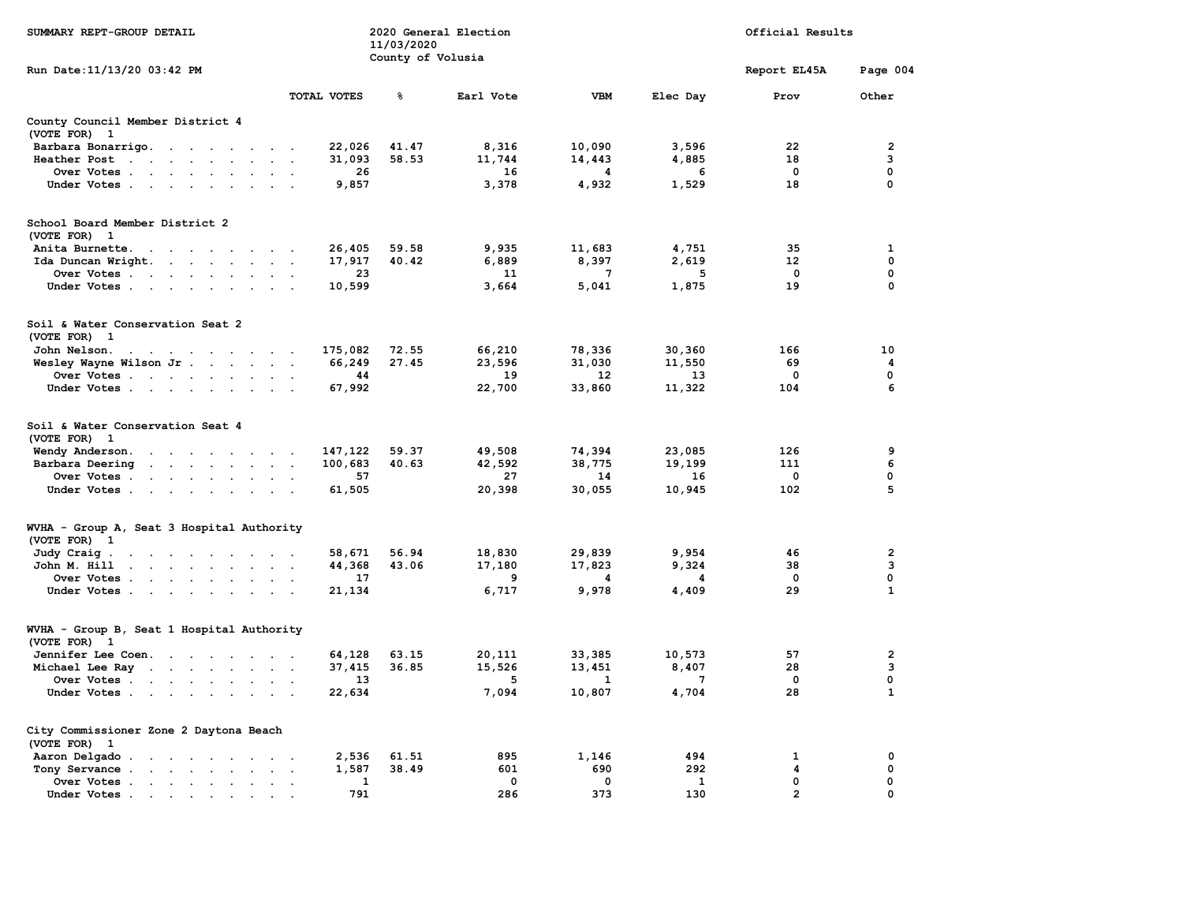SUMMARY REPT-GROUP DETAIL

2020 General Election
11/03/2020
County of Volusia

Official Results

Run Date:11/13/20 03:42 PM

Report EL45A

| | TOTAL VOTES | % | Earl Vote | VBM | Elec Day | Prov | Other |
|---|---|---|---|---|---|---|---|
| **County Council Member District 4** | | | | | | | |
| (VOTE FOR) 1 | | | | | | | |
| Barbara Bonarrigo | 22,026 | 41.47 | 8,316 | 10,090 | 3,596 | 22 | 2 |
| Heather Post | 31,093 | 58.53 | 11,744 | 14,443 | 4,885 | 18 | 3 |
| Over Votes | 26 | | 16 | 4 | 6 | 0 | 0 |
| Under Votes | 9,857 | | 3,378 | 4,932 | 1,529 | 18 | 0 |
| **School Board Member District 2** | | | | | | | |
| (VOTE FOR) 1 | | | | | | | |
| Anita Burnette | 26,405 | 59.58 | 9,935 | 11,683 | 4,751 | 35 | 1 |
| Ida Duncan Wright | 17,917 | 40.42 | 6,889 | 8,397 | 2,619 | 12 | 0 |
| Over Votes | 23 | | 11 | 7 | 5 | 0 | 0 |
| Under Votes | 10,599 | | 3,664 | 5,041 | 1,875 | 19 | 0 |
| **Soil & Water Conservation Seat 2** | | | | | | | |
| (VOTE FOR) 1 | | | | | | | |
| John Nelson | 175,082 | 72.55 | 66,210 | 78,336 | 30,360 | 166 | 10 |
| Wesley Wayne Wilson Jr | 66,249 | 27.45 | 23,596 | 31,030 | 11,550 | 69 | 4 |
| Over Votes | 44 | | 19 | 12 | 13 | 0 | 0 |
| Under Votes | 67,992 | | 22,700 | 33,860 | 11,322 | 104 | 6 |
| **Soil & Water Conservation Seat 4** | | | | | | | |
| (VOTE FOR) 1 | | | | | | | |
| Wendy Anderson | 147,122 | 59.37 | 49,508 | 74,394 | 23,085 | 126 | 9 |
| Barbara Deering | 100,683 | 40.63 | 42,592 | 38,775 | 19,199 | 111 | 6 |
| Over Votes | 57 | | 27 | 14 | 16 | 0 | 0 |
| Under Votes | 61,505 | | 20,398 | 30,055 | 10,945 | 102 | 5 |
| **WVHA - Group A, Seat 3 Hospital Authority** | | | | | | | |
| (VOTE FOR) 1 | | | | | | | |
| Judy Craig | 58,671 | 56.94 | 18,830 | 29,839 | 9,954 | 46 | 2 |
| John M. Hill | 44,368 | 43.06 | 17,180 | 17,823 | 9,324 | 38 | 3 |
| Over Votes | 17 | | 9 | 4 | 4 | 0 | 0 |
| Under Votes | 21,134 | | 6,717 | 9,978 | 4,409 | 29 | 1 |
| **WVHA - Group B, Seat 1 Hospital Authority** | | | | | | | |
| (VOTE FOR) 1 | | | | | | | |
| Jennifer Lee Coen | 64,128 | 63.15 | 20,111 | 33,385 | 10,573 | 57 | 2 |
| Michael Lee Ray | 37,415 | 36.85 | 15,526 | 13,451 | 8,407 | 28 | 3 |
| Over Votes | 13 | | 5 | 1 | 7 | 0 | 0 |
| Under Votes | 22,634 | | 7,094 | 10,807 | 4,704 | 28 | 1 |
| **City Commissioner Zone 2 Daytona Beach** | | | | | | | |
| (VOTE FOR) 1 | | | | | | | |
| Aaron Delgado | 2,536 | 61.51 | 895 | 1,146 | 494 | 1 | 0 |
| Tony Servance | 1,587 | 38.49 | 601 | 690 | 292 | 4 | 0 |
| Over Votes | 1 | | 0 | 0 | 1 | 0 | 0 |
| Under Votes | 791 | | 286 | 373 | 130 | 2 | 0 |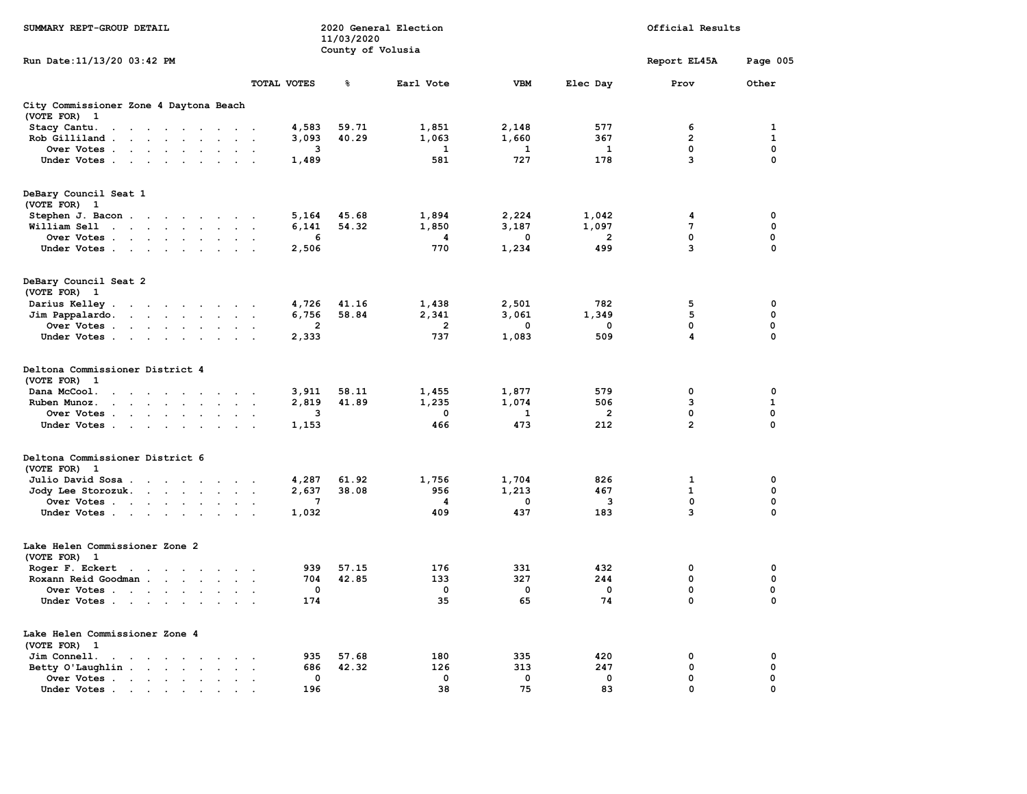SUMMARY REPT-GROUP DETAIL

2020 General Election
11/03/2020
County of Volusia

Official Results

Run Date:11/13/20 03:42 PM

Report EL45A

## City Commissioner Zone 4 Daytona Beach

(VOTE FOR) 1

| | TOTAL VOTES | % | Earl Vote | VBM | Elec Day | Prov | Other |
|---|---|---|---|---|---|---|---|
| Stacy Cantu | 4,583 | 59.71 | 1,851 | 2,148 | 577 | 6 | 1 |
| Rob Gilliland | 3,093 | 40.29 | 1,063 | 1,660 | 367 | 2 | 1 |
| Over Votes | 3 | | 1 | 1 | 1 | 0 | 0 |
| Under Votes | 1,489 | | 581 | 727 | 178 | 3 | 0 |

## DeBary Council Seat 1

(VOTE FOR) 1

| | TOTAL VOTES | % | Earl Vote | VBM | Elec Day | Prov | Other |
|---|---|---|---|---|---|---|---|
| Stephen J. Bacon | 5,164 | 45.68 | 1,894 | 2,224 | 1,042 | 4 | 0 |
| William Sell | 6,141 | 54.32 | 1,850 | 3,187 | 1,097 | 7 | 0 |
| Over Votes | 6 | | 4 | 0 | 2 | 0 | 0 |
| Under Votes | 2,506 | | 770 | 1,234 | 499 | 3 | 0 |

## DeBary Council Seat 2

(VOTE FOR) 1

| | TOTAL VOTES | % | Earl Vote | VBM | Elec Day | Prov | Other |
|---|---|---|---|---|---|---|---|
| Darius Kelley | 4,726 | 41.16 | 1,438 | 2,501 | 782 | 5 | 0 |
| Jim Pappalardo | 6,756 | 58.84 | 2,341 | 3,061 | 1,349 | 5 | 0 |
| Over Votes | 2 | | 2 | 0 | 0 | 0 | 0 |
| Under Votes | 2,333 | | 737 | 1,083 | 509 | 4 | 0 |

## Deltona Commissioner District 4

(VOTE FOR) 1

| | TOTAL VOTES | % | Earl Vote | VBM | Elec Day | Prov | Other |
|---|---|---|---|---|---|---|---|
| Dana McCool | 3,911 | 58.11 | 1,455 | 1,877 | 579 | 0 | 0 |
| Ruben Munoz | 2,819 | 41.89 | 1,235 | 1,074 | 506 | 3 | 1 |
| Over Votes | 3 | | 0 | 1 | 2 | 0 | 0 |
| Under Votes | 1,153 | | 466 | 473 | 212 | 2 | 0 |

## Deltona Commissioner District 6

(VOTE FOR) 1

| | TOTAL VOTES | % | Earl Vote | VBM | Elec Day | Prov | Other |
|---|---|---|---|---|---|---|---|
| Julio David Sosa | 4,287 | 61.92 | 1,756 | 1,704 | 826 | 1 | 0 |
| Jody Lee Storozuk | 2,637 | 38.08 | 956 | 1,213 | 467 | 1 | 0 |
| Over Votes | 7 | | 4 | 0 | 3 | 0 | 0 |
| Under Votes | 1,032 | | 409 | 437 | 183 | 3 | 0 |

## Lake Helen Commissioner Zone 2

(VOTE FOR) 1

| | TOTAL VOTES | % | Earl Vote | VBM | Elec Day | Prov | Other |
|---|---|---|---|---|---|---|---|
| Roger F. Eckert | 939 | 57.15 | 176 | 331 | 432 | 0 | 0 |
| Roxann Reid Goodman | 704 | 42.85 | 133 | 327 | 244 | 0 | 0 |
| Over Votes | 0 | | 0 | 0 | 0 | 0 | 0 |
| Under Votes | 174 | | 35 | 65 | 74 | 0 | 0 |

## Lake Helen Commissioner Zone 4

(VOTE FOR) 1

| | TOTAL VOTES | % | Earl Vote | VBM | Elec Day | Prov | Other |
|---|---|---|---|---|---|---|---|
| Jim Connell | 935 | 57.68 | 180 | 335 | 420 | 0 | 0 |
| Betty O'Laughlin | 686 | 42.32 | 126 | 313 | 247 | 0 | 0 |
| Over Votes | 0 | | 0 | 0 | 0 | 0 | 0 |
| Under Votes | 196 | | 38 | 75 | 83 | 0 | 0 |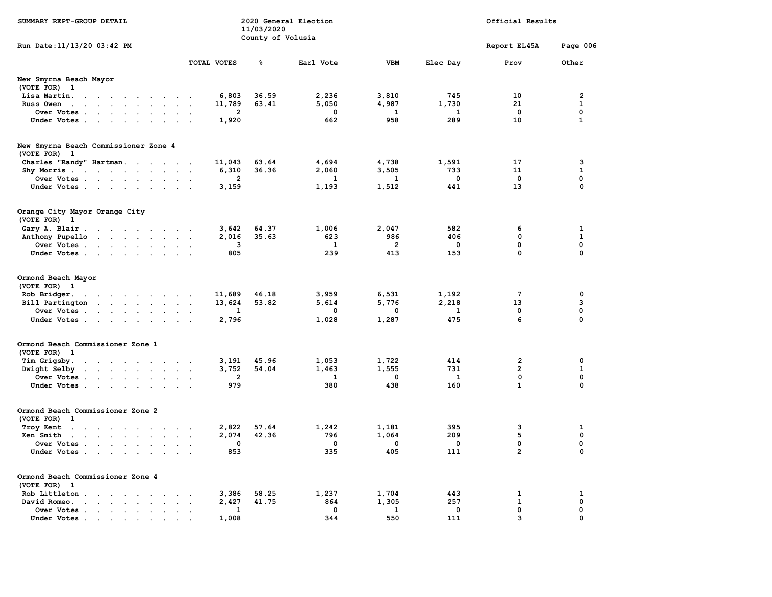SUMMARY REPT-GROUP DETAIL

2020 General Election
11/03/2020
County of Volusia

Official Results

Run Date:11/13/20 03:42 PM

Report EL45A

## New Smyrna Beach Mayor
(VOTE FOR) 1

| | TOTAL VOTES | % | Earl Vote | VBM | Elec Day | Prov | Other |
|---|---|---|---|---|---|---|---|
| Lisa Martin | 6,803 | 36.59 | 2,236 | 3,810 | 745 | 10 | 2 |
| Russ Owen | 11,789 | 63.41 | 5,050 | 4,987 | 1,730 | 21 | 1 |
| Over Votes | 2 | | 0 | 1 | 1 | 0 | 0 |
| Under Votes | 1,920 | | 662 | 958 | 289 | 10 | 1 |

## New Smyrna Beach Commissioner Zone 4
(VOTE FOR) 1

| | TOTAL VOTES | % | Earl Vote | VBM | Elec Day | Prov | Other |
|---|---|---|---|---|---|---|---|
| Charles "Randy" Hartman | 11,043 | 63.64 | 4,694 | 4,738 | 1,591 | 17 | 3 |
| Shy Morris | 6,310 | 36.36 | 2,060 | 3,505 | 733 | 11 | 1 |
| Over Votes | 2 | | 1 | 1 | 0 | 0 | 0 |
| Under Votes | 3,159 | | 1,193 | 1,512 | 441 | 13 | 0 |

## Orange City Mayor Orange City
(VOTE FOR) 1

| | TOTAL VOTES | % | Earl Vote | VBM | Elec Day | Prov | Other |
|---|---|---|---|---|---|---|---|
| Gary A. Blair | 3,642 | 64.37 | 1,006 | 2,047 | 582 | 6 | 1 |
| Anthony Pupello | 2,016 | 35.63 | 623 | 986 | 406 | 0 | 1 |
| Over Votes | 3 | | 1 | 2 | 0 | 0 | 0 |
| Under Votes | 805 | | 239 | 413 | 153 | 0 | 0 |

## Ormond Beach Mayor
(VOTE FOR) 1

| | TOTAL VOTES | % | Earl Vote | VBM | Elec Day | Prov | Other |
|---|---|---|---|---|---|---|---|
| Rob Bridger | 11,689 | 46.18 | 3,959 | 6,531 | 1,192 | 7 | 0 |
| Bill Partington | 13,624 | 53.82 | 5,614 | 5,776 | 2,218 | 13 | 3 |
| Over Votes | 1 | | 0 | 0 | 1 | 0 | 0 |
| Under Votes | 2,796 | | 1,028 | 1,287 | 475 | 6 | 0 |

## Ormond Beach Commissioner Zone 1
(VOTE FOR) 1

| | TOTAL VOTES | % | Earl Vote | VBM | Elec Day | Prov | Other |
|---|---|---|---|---|---|---|---|
| Tim Grigsby | 3,191 | 45.96 | 1,053 | 1,722 | 414 | 2 | 0 |
| Dwight Selby | 3,752 | 54.04 | 1,463 | 1,555 | 731 | 2 | 1 |
| Over Votes | 2 | | 1 | 0 | 1 | 0 | 0 |
| Under Votes | 979 | | 380 | 438 | 160 | 1 | 0 |

## Ormond Beach Commissioner Zone 2
(VOTE FOR) 1

| | TOTAL VOTES | % | Earl Vote | VBM | Elec Day | Prov | Other |
|---|---|---|---|---|---|---|---|
| Troy Kent | 2,822 | 57.64 | 1,242 | 1,181 | 395 | 3 | 1 |
| Ken Smith | 2,074 | 42.36 | 796 | 1,064 | 209 | 5 | 0 |
| Over Votes | 0 | | 0 | 0 | 0 | 0 | 0 |
| Under Votes | 853 | | 335 | 405 | 111 | 2 | 0 |

## Ormond Beach Commissioner Zone 4
(VOTE FOR) 1

| | TOTAL VOTES | % | Earl Vote | VBM | Elec Day | Prov | Other |
|---|---|---|---|---|---|---|---|
| Rob Littleton | 3,386 | 58.25 | 1,237 | 1,704 | 443 | 1 | 1 |
| David Romeo | 2,427 | 41.75 | 864 | 1,305 | 257 | 1 | 0 |
| Over Votes | 1 | | 0 | 1 | 0 | 0 | 0 |
| Under Votes | 1,008 | | 344 | 550 | 111 | 3 | 0 |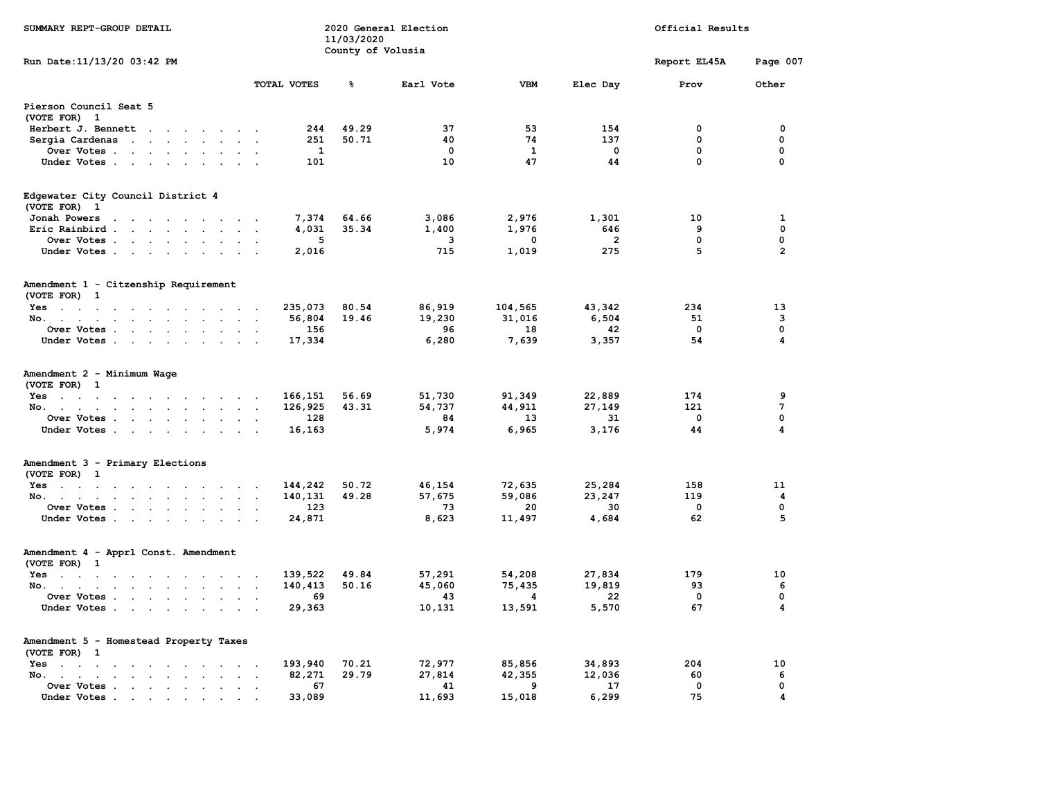SUMMARY REPT-GROUP DETAIL

2020 General Election
11/03/2020
County of Volusia

Official Results

Run Date:11/13/20 03:42 PM

Report EL45A

## Pierson Council Seat 5
(VOTE FOR) 1

| | TOTAL VOTES | % | Earl Vote | VBM | Elec Day | Prov | Other |
|---|---|---|---|---|---|---|---|
| Herbert J. Bennett | 244 | 49.29 | 37 | 53 | 154 | 0 | 0 |
| Sergia Cardenas | 251 | 50.71 | 40 | 74 | 137 | 0 | 0 |
| Over Votes | 1 | | 0 | 1 | 0 | 0 | 0 |
| Under Votes | 101 | | 10 | 47 | 44 | 0 | 0 |

## Edgewater City Council District 4
(VOTE FOR) 1

| | TOTAL VOTES | % | Earl Vote | VBM | Elec Day | Prov | Other |
|---|---|---|---|---|---|---|---|
| Jonah Powers | 7,374 | 64.66 | 3,086 | 2,976 | 1,301 | 10 | 1 |
| Eric Rainbird | 4,031 | 35.34 | 1,400 | 1,976 | 646 | 9 | 0 |
| Over Votes | 5 | | 3 | 0 | 2 | 0 | 0 |
| Under Votes | 2,016 | | 715 | 1,019 | 275 | 5 | 2 |

## Amendment 1 - Citizenship Requirement
(VOTE FOR) 1

| | TOTAL VOTES | % | Earl Vote | VBM | Elec Day | Prov | Other |
|---|---|---|---|---|---|---|---|
| Yes | 235,073 | 80.54 | 86,919 | 104,565 | 43,342 | 234 | 13 |
| No. | 56,804 | 19.46 | 19,230 | 31,016 | 6,504 | 51 | 3 |
| Over Votes | 156 | | 96 | 18 | 42 | 0 | 0 |
| Under Votes | 17,334 | | 6,280 | 7,639 | 3,357 | 54 | 4 |

## Amendment 2 - Minimum Wage
(VOTE FOR) 1

| | TOTAL VOTES | % | Earl Vote | VBM | Elec Day | Prov | Other |
|---|---|---|---|---|---|---|---|
| Yes | 166,151 | 56.69 | 51,730 | 91,349 | 22,889 | 174 | 9 |
| No. | 126,925 | 43.31 | 54,737 | 44,911 | 27,149 | 121 | 7 |
| Over Votes | 128 | | 84 | 13 | 31 | 0 | 0 |
| Under Votes | 16,163 | | 5,974 | 6,965 | 3,176 | 44 | 4 |

## Amendment 3 - Primary Elections
(VOTE FOR) 1

| | TOTAL VOTES | % | Earl Vote | VBM | Elec Day | Prov | Other |
|---|---|---|---|---|---|---|---|
| Yes | 144,242 | 50.72 | 46,154 | 72,635 | 25,284 | 158 | 11 |
| No. | 140,131 | 49.28 | 57,675 | 59,086 | 23,247 | 119 | 4 |
| Over Votes | 123 | | 73 | 20 | 30 | 0 | 0 |
| Under Votes | 24,871 | | 8,623 | 11,497 | 4,684 | 62 | 5 |

## Amendment 4 - Apprl Const. Amendment
(VOTE FOR) 1

| | TOTAL VOTES | % | Earl Vote | VBM | Elec Day | Prov | Other |
|---|---|---|---|---|---|---|---|
| Yes | 139,522 | 49.84 | 57,291 | 54,208 | 27,834 | 179 | 10 |
| No. | 140,413 | 50.16 | 45,060 | 75,435 | 19,819 | 93 | 6 |
| Over Votes | 69 | | 43 | 4 | 22 | 0 | 0 |
| Under Votes | 29,363 | | 10,131 | 13,591 | 5,570 | 67 | 4 |

## Amendment 5 - Homestead Property Taxes
(VOTE FOR) 1

| | TOTAL VOTES | % | Earl Vote | VBM | Elec Day | Prov | Other |
|---|---|---|---|---|---|---|---|
| Yes | 193,940 | 70.21 | 72,977 | 85,856 | 34,893 | 204 | 10 |
| No. | 82,271 | 29.79 | 27,814 | 42,355 | 12,036 | 60 | 6 |
| Over Votes | 67 | | 41 | 9 | 17 | 0 | 0 |
| Under Votes | 33,089 | | 11,693 | 15,018 | 6,299 | 75 | 4 |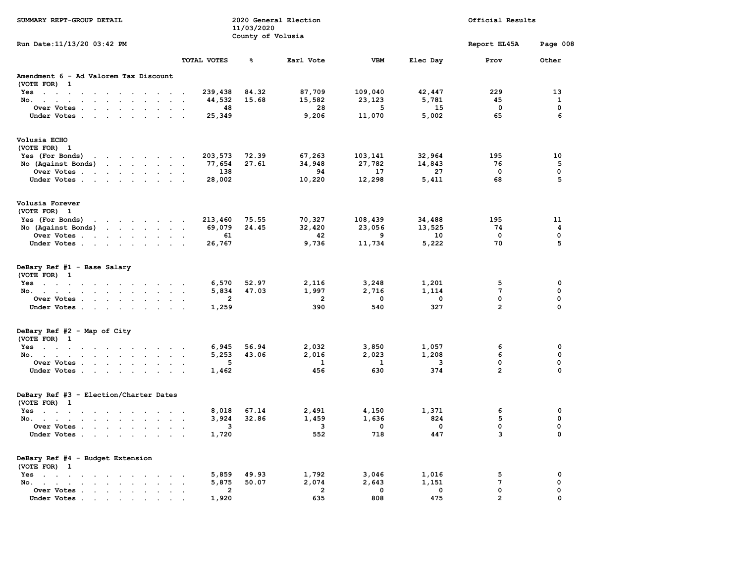SUMMARY REPT-GROUP DETAIL

2020 General Election
11/03/2020
County of Volusia

Official Results

Run Date:11/13/20 03:42 PM

Report EL45A

| | TOTAL VOTES | % | Earl Vote | VBM | Elec Day | Prov | Other |
|---|---|---|---|---|---|---|---|
| **Amendment 6 - Ad Valorem Tax Discount** | | | | | | | |
| **(VOTE FOR) 1** | | | | | | | |
| Yes | 239,438 | 84.32 | 87,709 | 109,040 | 42,447 | 229 | 13 |
| No. | 44,532 | 15.68 | 15,582 | 23,123 | 5,781 | 45 | 1 |
| Over Votes | 48 | | 28 | 5 | 15 | 0 | 0 |
| Under Votes | 25,349 | | 9,206 | 11,070 | 5,002 | 65 | 6 |
| **Volusia ECHO** | | | | | | | |
| **(VOTE FOR) 1** | | | | | | | |
| Yes (For Bonds) | 203,573 | 72.39 | 67,263 | 103,141 | 32,964 | 195 | 10 |
| No (Against Bonds) | 77,654 | 27.61 | 34,948 | 27,782 | 14,843 | 76 | 5 |
| Over Votes | 138 | | 94 | 17 | 27 | 0 | 0 |
| Under Votes | 28,002 | | 10,220 | 12,298 | 5,411 | 68 | 5 |
| **Volusia Forever** | | | | | | | |
| **(VOTE FOR) 1** | | | | | | | |
| Yes (For Bonds) | 213,460 | 75.55 | 70,327 | 108,439 | 34,488 | 195 | 11 |
| No (Against Bonds) | 69,079 | 24.45 | 32,420 | 23,056 | 13,525 | 74 | 4 |
| Over Votes | 61 | | 42 | 9 | 10 | 0 | 0 |
| Under Votes | 26,767 | | 9,736 | 11,734 | 5,222 | 70 | 5 |
| **DeBary Ref #1 - Base Salary** | | | | | | | |
| **(VOTE FOR) 1** | | | | | | | |
| Yes | 6,570 | 52.97 | 2,116 | 3,248 | 1,201 | 5 | 0 |
| No. | 5,834 | 47.03 | 1,997 | 2,716 | 1,114 | 7 | 0 |
| Over Votes | 2 | | 2 | 0 | 0 | 0 | 0 |
| Under Votes | 1,259 | | 390 | 540 | 327 | 2 | 0 |
| **DeBary Ref #2 - Map of City** | | | | | | | |
| **(VOTE FOR) 1** | | | | | | | |
| Yes | 6,945 | 56.94 | 2,032 | 3,850 | 1,057 | 6 | 0 |
| No. | 5,253 | 43.06 | 2,016 | 2,023 | 1,208 | 6 | 0 |
| Over Votes | 5 | | 1 | 1 | 3 | 0 | 0 |
| Under Votes | 1,462 | | 456 | 630 | 374 | 2 | 0 |
| **DeBary Ref #3 - Election/Charter Dates** | | | | | | | |
| **(VOTE FOR) 1** | | | | | | | |
| Yes | 8,018 | 67.14 | 2,491 | 4,150 | 1,371 | 6 | 0 |
| No. | 3,924 | 32.86 | 1,459 | 1,636 | 824 | 5 | 0 |
| Over Votes | 3 | | 3 | 0 | 0 | 0 | 0 |
| Under Votes | 1,720 | | 552 | 718 | 447 | 3 | 0 |
| **DeBary Ref #4 - Budget Extension** | | | | | | | |
| **(VOTE FOR) 1** | | | | | | | |
| Yes | 5,859 | 49.93 | 1,792 | 3,046 | 1,016 | 5 | 0 |
| No. | 5,875 | 50.07 | 2,074 | 2,643 | 1,151 | 7 | 0 |
| Over Votes | 2 | | 2 | 0 | 0 | 0 | 0 |
| Under Votes | 1,920 | | 635 | 808 | 475 | 2 | 0 |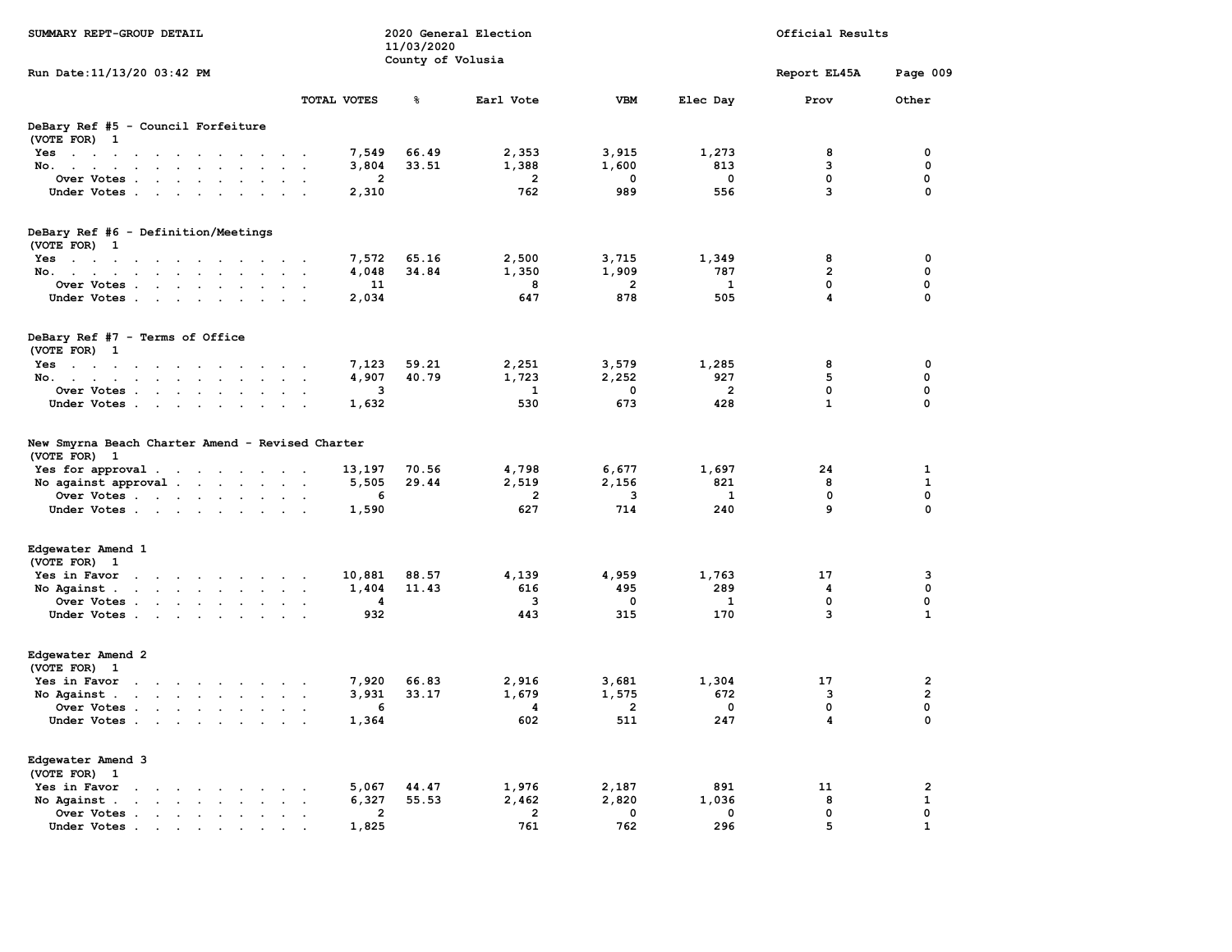SUMMARY REPT-GROUP DETAIL

2020 General Election
11/03/2020
County of Volusia

Official Results

Run Date:11/13/20 03:42 PM

Report EL45A

### DeBary Ref #5 - Council Forfeiture
(VOTE FOR) 1

| | TOTAL VOTES | % | Earl Vote | VBM | Elec Day | Prov | Other |
|---|---|---|---|---|---|---|---|
| Yes | 7,549 | 66.49 | 2,353 | 3,915 | 1,273 | 8 | 0 |
| No. | 3,804 | 33.51 | 1,388 | 1,600 | 813 | 3 | 0 |
| Over Votes | 2 | | 2 | 0 | 0 | 0 | 0 |
| Under Votes | 2,310 | | 762 | 989 | 556 | 3 | 0 |

### DeBary Ref #6 - Definition/Meetings
(VOTE FOR) 1

| | TOTAL VOTES | % | Earl Vote | VBM | Elec Day | Prov | Other |
|---|---|---|---|---|---|---|---|
| Yes | 7,572 | 65.16 | 2,500 | 3,715 | 1,349 | 8 | 0 |
| No. | 4,048 | 34.84 | 1,350 | 1,909 | 787 | 2 | 0 |
| Over Votes | 11 | | 8 | 2 | 1 | 0 | 0 |
| Under Votes | 2,034 | | 647 | 878 | 505 | 4 | 0 |

### DeBary Ref #7 - Terms of Office
(VOTE FOR) 1

| | TOTAL VOTES | % | Earl Vote | VBM | Elec Day | Prov | Other |
|---|---|---|---|---|---|---|---|
| Yes | 7,123 | 59.21 | 2,251 | 3,579 | 1,285 | 8 | 0 |
| No. | 4,907 | 40.79 | 1,723 | 2,252 | 927 | 5 | 0 |
| Over Votes | 3 | | 1 | 0 | 2 | 0 | 0 |
| Under Votes | 1,632 | | 530 | 673 | 428 | 1 | 0 |

### New Smyrna Beach Charter Amend - Revised Charter
(VOTE FOR) 1

| | TOTAL VOTES | % | Earl Vote | VBM | Elec Day | Prov | Other |
|---|---|---|---|---|---|---|---|
| Yes for approval | 13,197 | 70.56 | 4,798 | 6,677 | 1,697 | 24 | 1 |
| No against approval | 5,505 | 29.44 | 2,519 | 2,156 | 821 | 8 | 1 |
| Over Votes | 6 | | 2 | 3 | 1 | 0 | 0 |
| Under Votes | 1,590 | | 627 | 714 | 240 | 9 | 0 |

### Edgewater Amend 1
(VOTE FOR) 1

| | TOTAL VOTES | % | Earl Vote | VBM | Elec Day | Prov | Other |
|---|---|---|---|---|---|---|---|
| Yes in Favor | 10,881 | 88.57 | 4,139 | 4,959 | 1,763 | 17 | 3 |
| No Against | 1,404 | 11.43 | 616 | 495 | 289 | 4 | 0 |
| Over Votes | 4 | | 3 | 0 | 1 | 0 | 0 |
| Under Votes | 932 | | 443 | 315 | 170 | 3 | 1 |

### Edgewater Amend 2
(VOTE FOR) 1

| | TOTAL VOTES | % | Earl Vote | VBM | Elec Day | Prov | Other |
|---|---|---|---|---|---|---|---|
| Yes in Favor | 7,920 | 66.83 | 2,916 | 3,681 | 1,304 | 17 | 2 |
| No Against | 3,931 | 33.17 | 1,679 | 1,575 | 672 | 3 | 2 |
| Over Votes | 6 | | 4 | 2 | 0 | 0 | 0 |
| Under Votes | 1,364 | | 602 | 511 | 247 | 4 | 0 |

### Edgewater Amend 3
(VOTE FOR) 1

| | TOTAL VOTES | % | Earl Vote | VBM | Elec Day | Prov | Other |
|---|---|---|---|---|---|---|---|
| Yes in Favor | 5,067 | 44.47 | 1,976 | 2,187 | 891 | 11 | 2 |
| No Against | 6,327 | 55.53 | 2,462 | 2,820 | 1,036 | 8 | 1 |
| Over Votes | 2 | | 2 | 0 | 0 | 0 | 0 |
| Under Votes | 1,825 | | 761 | 762 | 296 | 5 | 1 |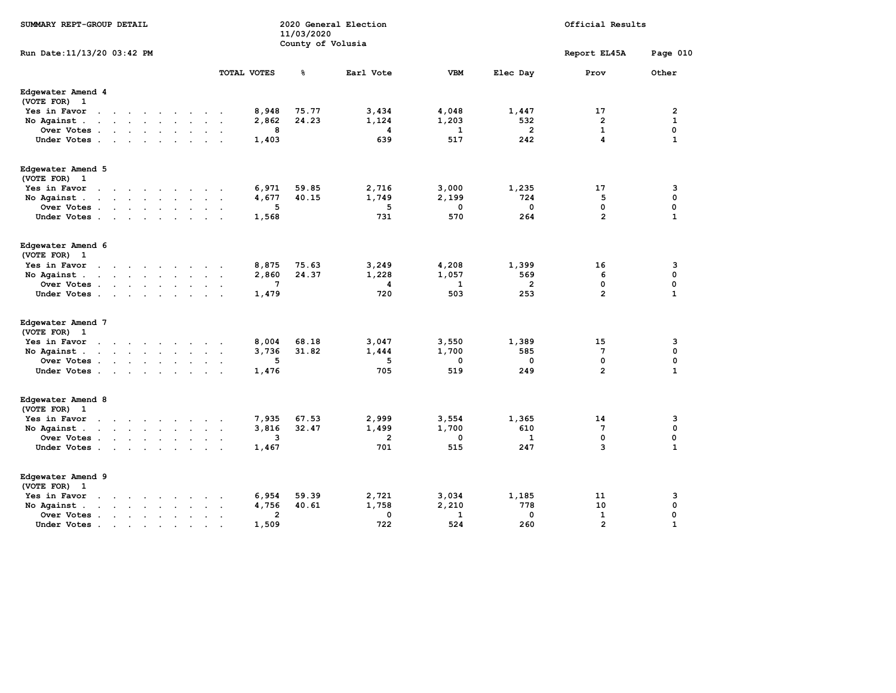SUMMARY REPT-GROUP DETAIL

2020 General Election
11/03/2020
County of Volusia

Official Results

Run Date:11/13/20 03:42 PM

Report EL45A

| | TOTAL VOTES | % | Earl Vote | VBM | Elec Day | Prov | Other |
|---|---|---|---|---|---|---|---|
| **Edgewater Amend 4** | | | | | | | |
| (VOTE FOR) 1 | | | | | | | |
| Yes in Favor | 8,948 | 75.77 | 3,434 | 4,048 | 1,447 | 17 | 2 |
| No Against | 2,862 | 24.23 | 1,124 | 1,203 | 532 | 2 | 1 |
| Over Votes | 8 | | 4 | 1 | 2 | 1 | 0 |
| Under Votes | 1,403 | | 639 | 517 | 242 | 4 | 1 |
| **Edgewater Amend 5** | | | | | | | |
| (VOTE FOR) 1 | | | | | | | |
| Yes in Favor | 6,971 | 59.85 | 2,716 | 3,000 | 1,235 | 17 | 3 |
| No Against | 4,677 | 40.15 | 1,749 | 2,199 | 724 | 5 | 0 |
| Over Votes | 5 | | 5 | 0 | 0 | 0 | 0 |
| Under Votes | 1,568 | | 731 | 570 | 264 | 2 | 1 |
| **Edgewater Amend 6** | | | | | | | |
| (VOTE FOR) 1 | | | | | | | |
| Yes in Favor | 8,875 | 75.63 | 3,249 | 4,208 | 1,399 | 16 | 3 |
| No Against | 2,860 | 24.37 | 1,228 | 1,057 | 569 | 6 | 0 |
| Over Votes | 7 | | 4 | 1 | 2 | 0 | 0 |
| Under Votes | 1,479 | | 720 | 503 | 253 | 2 | 1 |
| **Edgewater Amend 7** | | | | | | | |
| (VOTE FOR) 1 | | | | | | | |
| Yes in Favor | 8,004 | 68.18 | 3,047 | 3,550 | 1,389 | 15 | 3 |
| No Against | 3,736 | 31.82 | 1,444 | 1,700 | 585 | 7 | 0 |
| Over Votes | 5 | | 5 | 0 | 0 | 0 | 0 |
| Under Votes | 1,476 | | 705 | 519 | 249 | 2 | 1 |
| **Edgewater Amend 8** | | | | | | | |
| (VOTE FOR) 1 | | | | | | | |
| Yes in Favor | 7,935 | 67.53 | 2,999 | 3,554 | 1,365 | 14 | 3 |
| No Against | 3,816 | 32.47 | 1,499 | 1,700 | 610 | 7 | 0 |
| Over Votes | 3 | | 2 | 0 | 1 | 0 | 0 |
| Under Votes | 1,467 | | 701 | 515 | 247 | 3 | 1 |
| **Edgewater Amend 9** | | | | | | | |
| (VOTE FOR) 1 | | | | | | | |
| Yes in Favor | 6,954 | 59.39 | 2,721 | 3,034 | 1,185 | 11 | 3 |
| No Against | 4,756 | 40.61 | 1,758 | 2,210 | 778 | 10 | 0 |
| Over Votes | 2 | | 0 | 1 | 0 | 1 | 0 |
| Under Votes | 1,509 | | 722 | 524 | 260 | 2 | 1 |